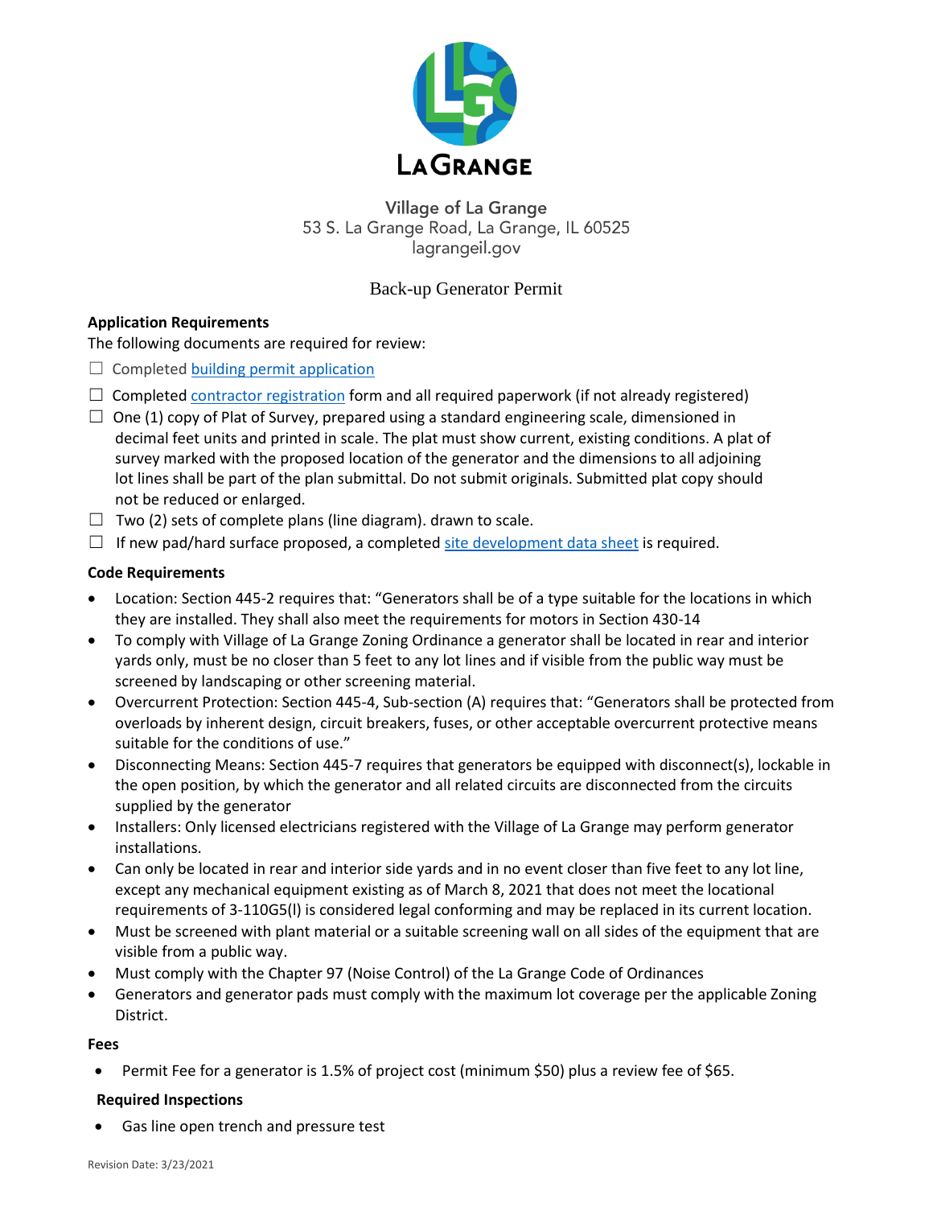**LA GRANGE**

Village of La Grange
53 S. La Grange Road, La Grange, IL 60525
lagrangeil.gov

# Back-up Generator Permit

## Application Requirements

The following documents are required for review:

- ☐ Completed building permit application
- ☐ Completed contractor registration form and all required paperwork (if not already registered)
- ☐ One (1) copy of Plat of Survey, prepared using a standard engineering scale, dimensioned in decimal feet units and printed in scale. The plat must show current, existing conditions. A plat of survey marked with the proposed location of the generator and the dimensions to all adjoining lot lines shall be part of the plan submittal. Do not submit originals. Submitted plat copy should not be reduced or enlarged.
- ☐ Two (2) sets of complete plans (line diagram). drawn to scale.
- ☐ If new pad/hard surface proposed, a completed site development data sheet is required.

## Code Requirements

- Location: Section 445-2 requires that: "Generators shall be of a type suitable for the locations in which they are installed. They shall also meet the requirements for motors in Section 430-14
- To comply with Village of La Grange Zoning Ordinance a generator shall be located in rear and interior yards only, must be no closer than 5 feet to any lot lines and if visible from the public way must be screened by landscaping or other screening material.
- Overcurrent Protection: Section 445-4, Sub-section (A) requires that: "Generators shall be protected from overloads by inherent design, circuit breakers, fuses, or other acceptable overcurrent protective means suitable for the conditions of use."
- Disconnecting Means: Section 445-7 requires that generators be equipped with disconnect(s), lockable in the open position, by which the generator and all related circuits are disconnected from the circuits supplied by the generator
- Installers: Only licensed electricians registered with the Village of La Grange may perform generator installations.
- Can only be located in rear and interior side yards and in no event closer than five feet to any lot line, except any mechanical equipment existing as of March 8, 2021 that does not meet the locational requirements of 3-110G5(l) is considered legal conforming and may be replaced in its current location.
- Must be screened with plant material or a suitable screening wall on all sides of the equipment that are visible from a public way.
- Must comply with the Chapter 97 (Noise Control) of the La Grange Code of Ordinances
- Generators and generator pads must comply with the maximum lot coverage per the applicable Zoning District.

## Fees

- Permit Fee for a generator is 1.5% of project cost (minimum $50) plus a review fee of $65.

## Required Inspections

- Gas line open trench and pressure test

Revision Date: 3/23/2021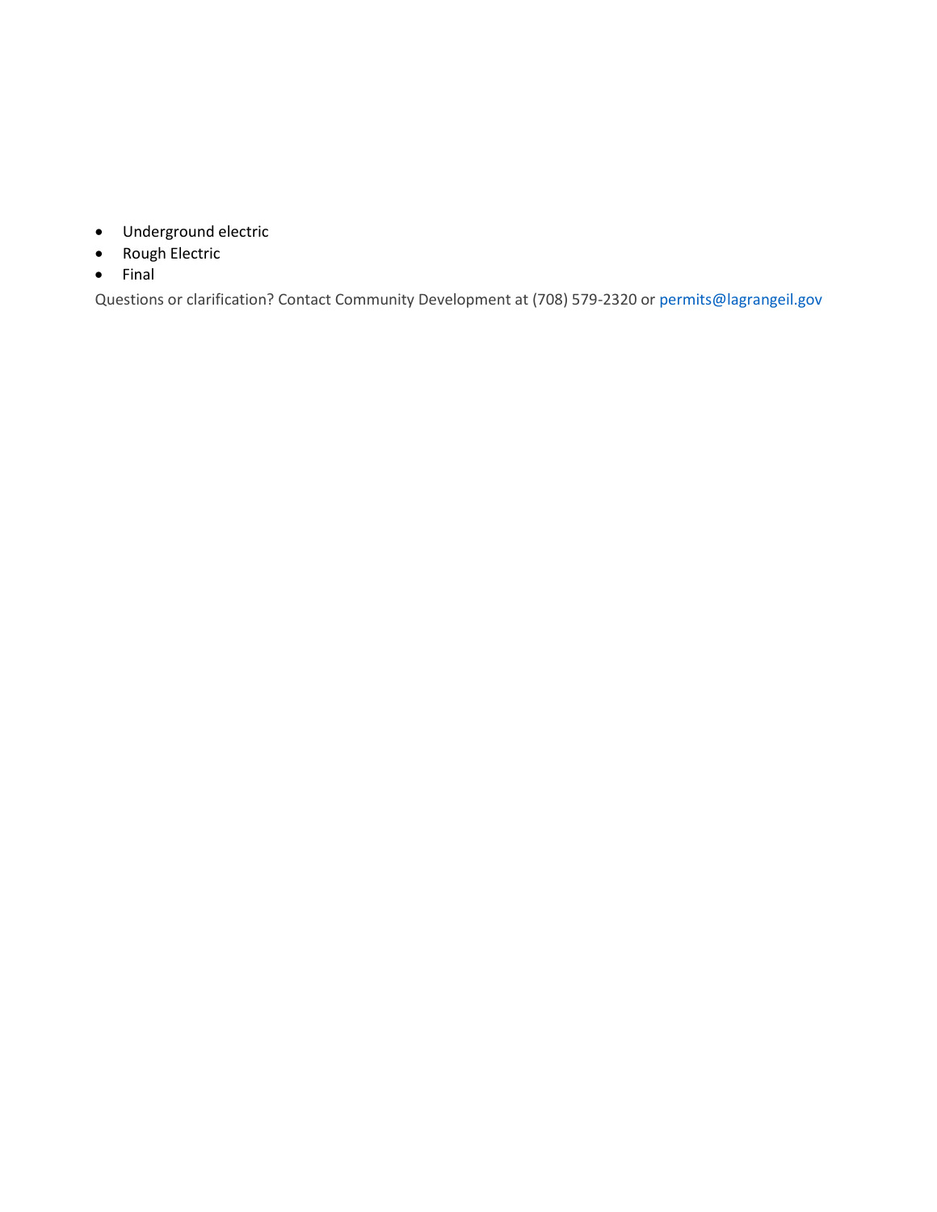- Underground electric
- Rough Electric
- Final

Questions or clarification? Contact Community Development at (708) 579-2320 or permits@lagrangeil.gov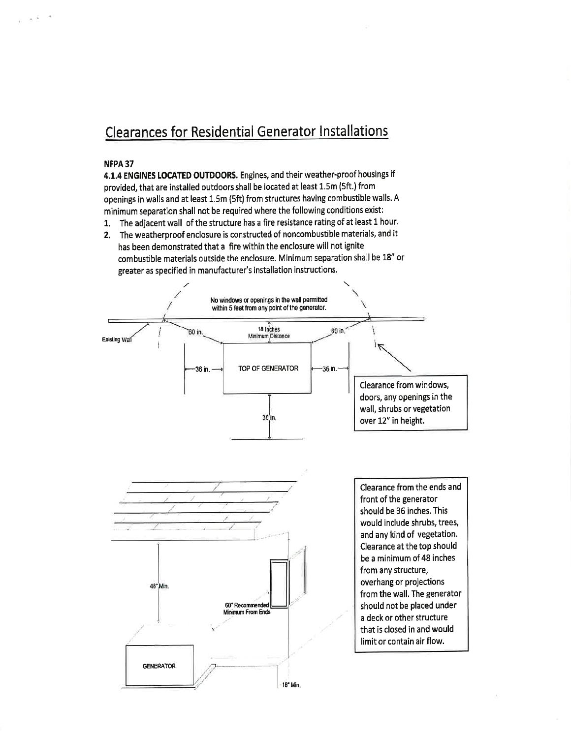# Clearances for Residential Generator Installations

**NFPA 37**

**4.1.4 ENGINES LOCATED OUTDOORS.** Engines, and their weather-proof housings if provided, that are installed outdoors shall be located at least 1.5m (5ft.) from openings in walls and at least 1.5m (5ft) from structures having combustible walls. A minimum separation shall not be required where the following conditions exist:

1. The adjacent wall of the structure has a fire resistance rating of at least 1 hour.
2. The weatherproof enclosure is constructed of noncombustible materials, and it has been demonstrated that a fire within the enclosure will not ignite combustible materials outside the enclosure. Minimum separation shall be 18" or greater as specified in manufacturer's installation instructions.

No windows or openings in the wall permitted within 5 feet from any point of the generator.

Existing Wall

60 in.

18 Inches Minimum Distance

60 in.

36 in.

TOP OF GENERATOR

36 in.

36 in.

Clearance from windows, doors, any openings in the wall, shrubs or vegetation over 12" in height.

48" Min.

60" Recommended Minimum From Ends

GENERATOR

18" Min.

Clearance from the ends and front of the generator should be 36 inches. This would include shrubs, trees, and any kind of vegetation. Clearance at the top should be a minimum of 48 inches from any structure, overhang or projections from the wall. The generator should not be placed under a deck or other structure that is closed in and would limit or contain air flow.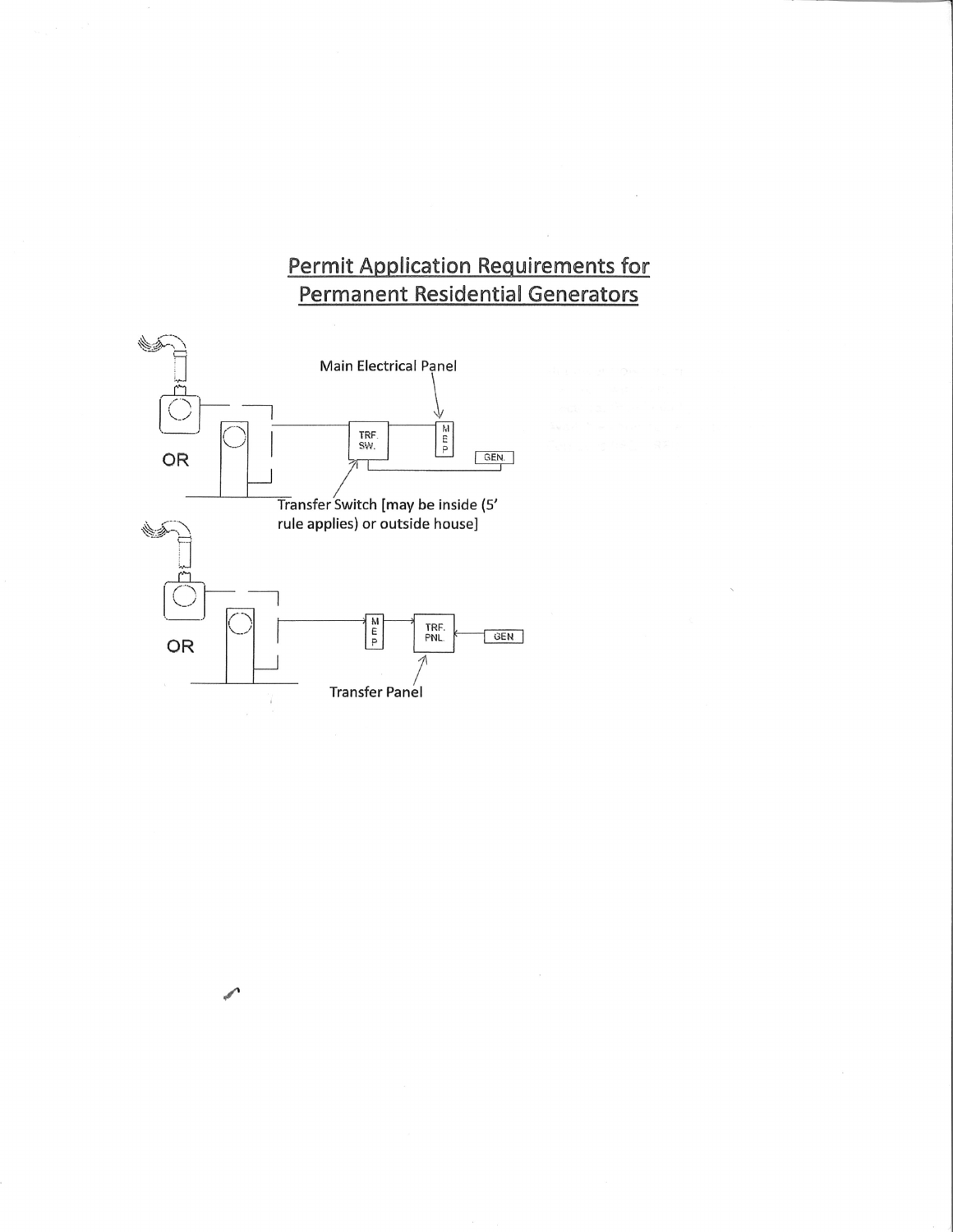# Permit Application Requirements for Permanent Residential Generators

Main Electrical Panel

TRF. SW.

M E P

GEN.

OR

Transfer Switch [may be inside (5' rule applies) or outside house]

OR

M E P

TRF. PNL.

GEN

Transfer Panel